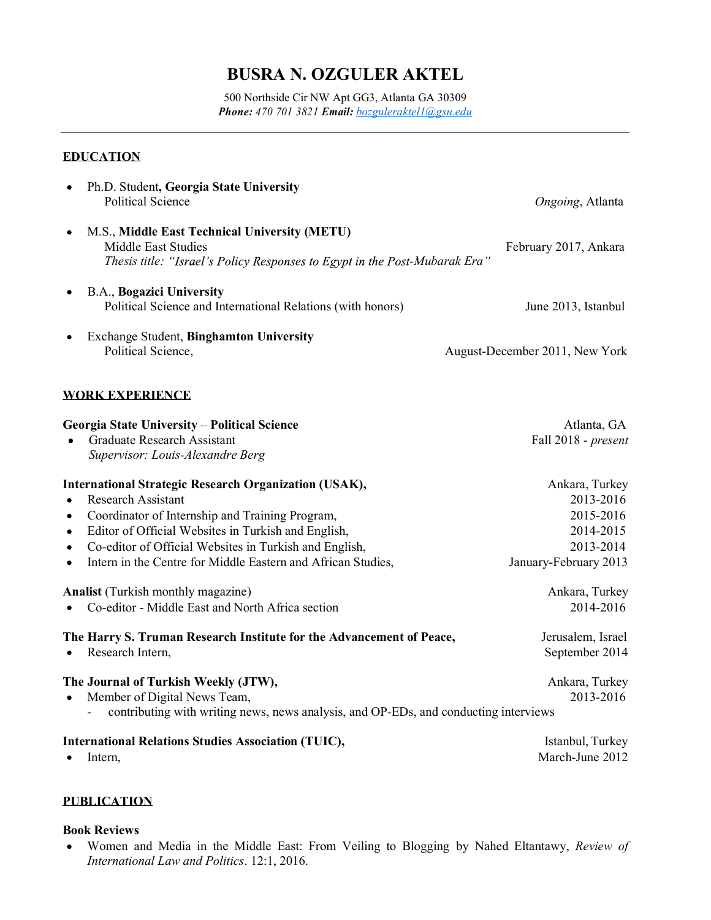# BUSRA N. OZGULER AKTEL

500 Northside Cir NW Apt GG3, Atlanta GA 30309
***Phone:*** *470 701 3821* ***Email:*** *bozguleraktel1@gsu.edu*

---

## EDUCATION

- Ph.D. Student**, Georgia State University**
  Political Science — *Ongoing*, Atlanta

- M.S., **Middle East Technical University (METU)**
  Middle East Studies — February 2017, Ankara
  *Thesis title: "Israel's Policy Responses to Egypt in the Post-Mubarak Era"*

- B.A., **Bogazici University**
  Political Science and International Relations (with honors) — June 2013, Istanbul

- Exchange Student, **Binghamton University**
  Political Science, — August-December 2011, New York

## WORK EXPERIENCE

**Georgia State University – Political Science** — Atlanta, GA
- Graduate Research Assistant — Fall 2018 - *present*
  *Supervisor: Louis-Alexandre Berg*

**International Strategic Research Organization (USAK),** — Ankara, Turkey
- Research Assistant — 2013-2016
- Coordinator of Internship and Training Program, — 2015-2016
- Editor of Official Websites in Turkish and English, — 2014-2015
- Co-editor of Official Websites in Turkish and English, — 2013-2014
- Intern in the Centre for Middle Eastern and African Studies, — January-February 2013

**Analist** (Turkish monthly magazine) — Ankara, Turkey
- Co-editor - Middle East and North Africa section — 2014-2016

**The Harry S. Truman Research Institute for the Advancement of Peace,** — Jerusalem, Israel
- Research Intern, — September 2014

**The Journal of Turkish Weekly (JTW),** — Ankara, Turkey
- Member of Digital News Team, — 2013-2016
  - contributing with writing news, news analysis, and OP-EDs, and conducting interviews

**International Relations Studies Association (TUIC),** — Istanbul, Turkey
- Intern, — March-June 2012

## PUBLICATION

**Book Reviews**
- Women and Media in the Middle East: From Veiling to Blogging by Nahed Eltantawy, *Review of International Law and Politics*. 12:1, 2016.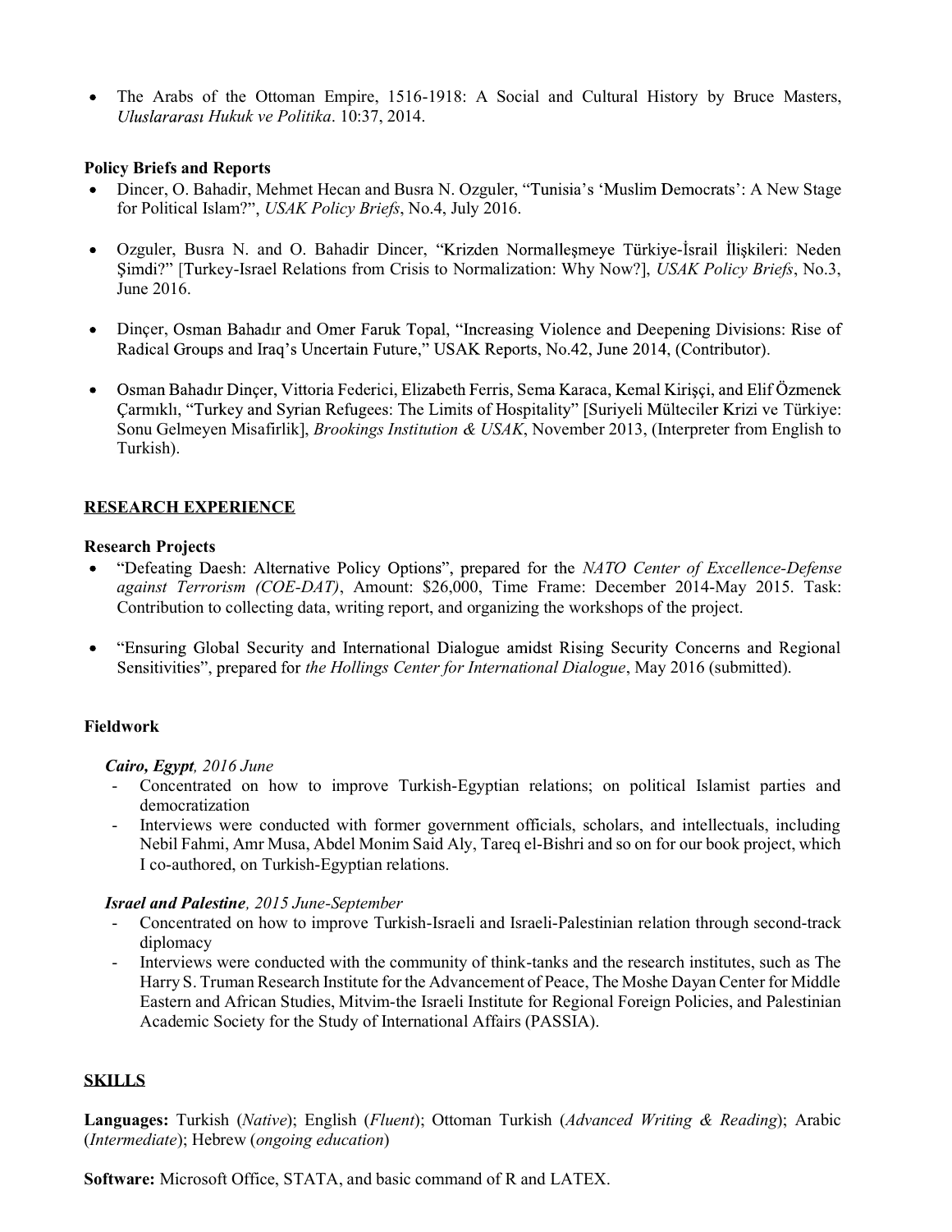- The Arabs of the Ottoman Empire, 1516-1918: A Social and Cultural History by Bruce Masters, *Uluslararası Hukuk ve Politika*. 10:37, 2014.

**Policy Briefs and Reports**

- Dincer, O. Bahadir, Mehmet Hecan and Busra N. Ozguler, "Tunisia's 'Muslim Democrats': A New Stage for Political Islam?", *USAK Policy Briefs*, No.4, July 2016.
- Ozguler, Busra N. and O. Bahadir Dincer, "Krizden Normalleşmeye Türkiye-İsrail İlişkileri: Neden Şimdi?" [Turkey-Israel Relations from Crisis to Normalization: Why Now?], *USAK Policy Briefs*, No.3, June 2016.
- Dinçer, Osman Bahadır and Omer Faruk Topal, "Increasing Violence and Deepening Divisions: Rise of Radical Groups and Iraq's Uncertain Future," USAK Reports, No.42, June 2014, (Contributor).
- Osman Bahadır Dinçer, Vittoria Federici, Elizabeth Ferris, Sema Karaca, Kemal Kirişçi, and Elif Özmenek Çarmıklı, "Turkey and Syrian Refugees: The Limits of Hospitality" [Suriyeli Mülteciler Krizi ve Türkiye: Sonu Gelmeyen Misafirlik], *Brookings Institution & USAK*, November 2013, (Interpreter from English to Turkish).

## RESEARCH EXPERIENCE

**Research Projects**

- "Defeating Daesh: Alternative Policy Options", prepared for the *NATO Center of Excellence-Defense against Terrorism (COE-DAT)*, Amount: $26,000, Time Frame: December 2014-May 2015. Task: Contribution to collecting data, writing report, and organizing the workshops of the project.
- "Ensuring Global Security and International Dialogue amidst Rising Security Concerns and Regional Sensitivities", prepared for *the Hollings Center for International Dialogue*, May 2016 (submitted).

**Fieldwork**

***Cairo, Egypt****, 2016 June*

- Concentrated on how to improve Turkish-Egyptian relations; on political Islamist parties and democratization
- Interviews were conducted with former government officials, scholars, and intellectuals, including Nebil Fahmi, Amr Musa, Abdel Monim Said Aly, Tareq el-Bishri and so on for our book project, which I co-authored, on Turkish-Egyptian relations.

***Israel and Palestine****, 2015 June-September*

- Concentrated on how to improve Turkish-Israeli and Israeli-Palestinian relation through second-track diplomacy
- Interviews were conducted with the community of think-tanks and the research institutes, such as The Harry S. Truman Research Institute for the Advancement of Peace, The Moshe Dayan Center for Middle Eastern and African Studies, Mitvim-the Israeli Institute for Regional Foreign Policies, and Palestinian Academic Society for the Study of International Affairs (PASSIA).

## SKILLS

**Languages:** Turkish (*Native*); English (*Fluent*); Ottoman Turkish (*Advanced Writing & Reading*); Arabic (*Intermediate*); Hebrew (*ongoing education*)

**Software:** Microsoft Office, STATA, and basic command of R and LATEX.